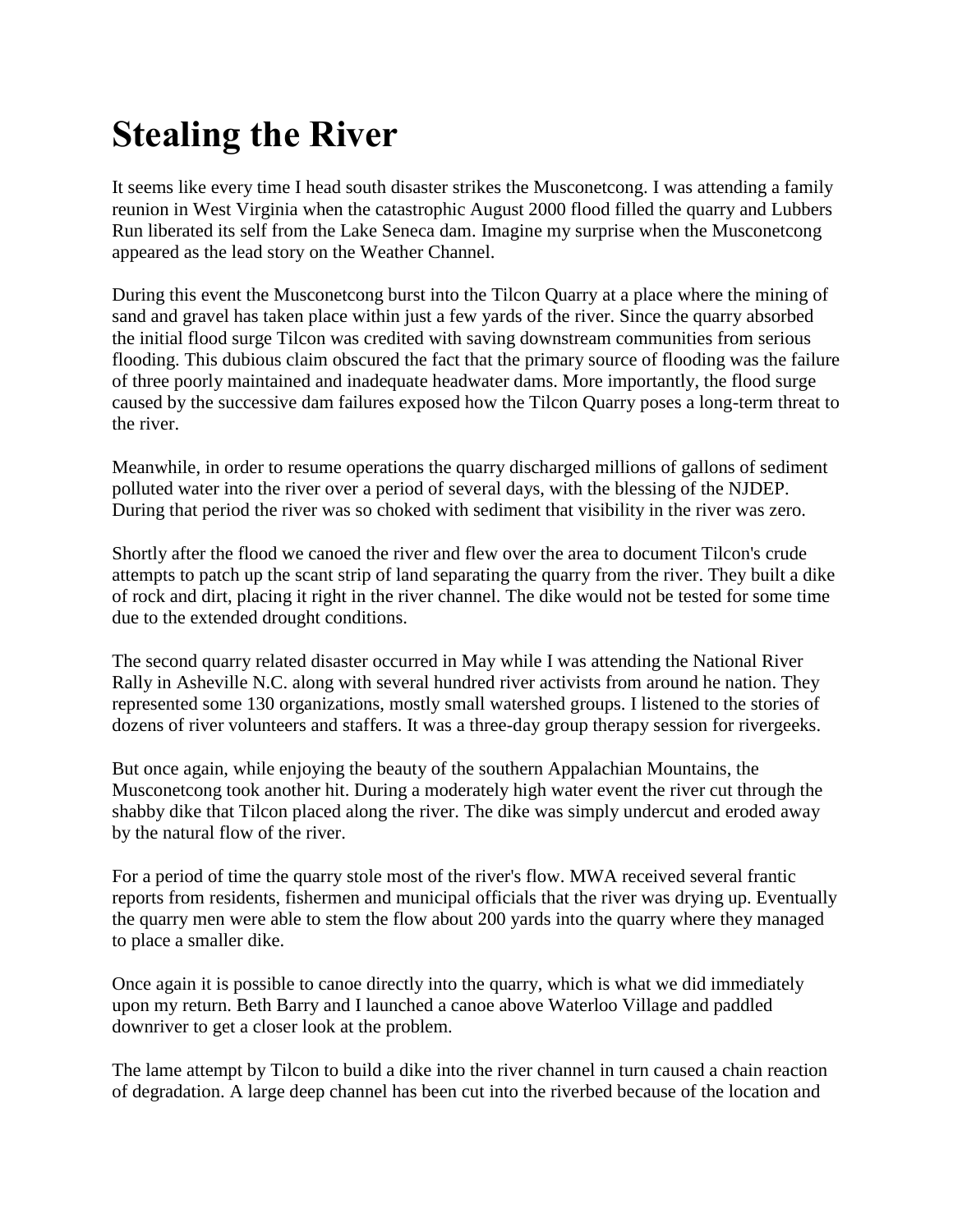# Stealing the River

It seems like every time I head south disaster strikes the Musconetcong. I was attending a family reunion in West Virginia when the catastrophic August 2000 flood filled the quarry and Lubbers Run liberated its self from the Lake Seneca dam. Imagine my surprise when the Musconetcong appeared as the lead story on the Weather Channel.

During this event the Musconetcong burst into the Tilcon Quarry at a place where the mining of sand and gravel has taken place within just a few yards of the river. Since the quarry absorbed the initial flood surge Tilcon was credited with saving downstream communities from serious flooding. This dubious claim obscured the fact that the primary source of flooding was the failure of three poorly maintained and inadequate headwater dams. More importantly, the flood surge caused by the successive dam failures exposed how the Tilcon Quarry poses a long-term threat to the river.

Meanwhile, in order to resume operations the quarry discharged millions of gallons of sediment polluted water into the river over a period of several days, with the blessing of the NJDEP. During that period the river was so choked with sediment that visibility in the river was zero.

Shortly after the flood we canoed the river and flew over the area to document Tilcon's crude attempts to patch up the scant strip of land separating the quarry from the river. They built a dike of rock and dirt, placing it right in the river channel. The dike would not be tested for some time due to the extended drought conditions.

The second quarry related disaster occurred in May while I was attending the National River Rally in Asheville N.C. along with several hundred river activists from around he nation. They represented some 130 organizations, mostly small watershed groups. I listened to the stories of dozens of river volunteers and staffers. It was a three-day group therapy session for rivergeeks.

But once again, while enjoying the beauty of the southern Appalachian Mountains, the Musconetcong took another hit. During a moderately high water event the river cut through the shabby dike that Tilcon placed along the river. The dike was simply undercut and eroded away by the natural flow of the river.

For a period of time the quarry stole most of the river's flow. MWA received several frantic reports from residents, fishermen and municipal officials that the river was drying up. Eventually the quarry men were able to stem the flow about 200 yards into the quarry where they managed to place a smaller dike.

Once again it is possible to canoe directly into the quarry, which is what we did immediately upon my return. Beth Barry and I launched a canoe above Waterloo Village and paddled downriver to get a closer look at the problem.

The lame attempt by Tilcon to build a dike into the river channel in turn caused a chain reaction of degradation. A large deep channel has been cut into the riverbed because of the location and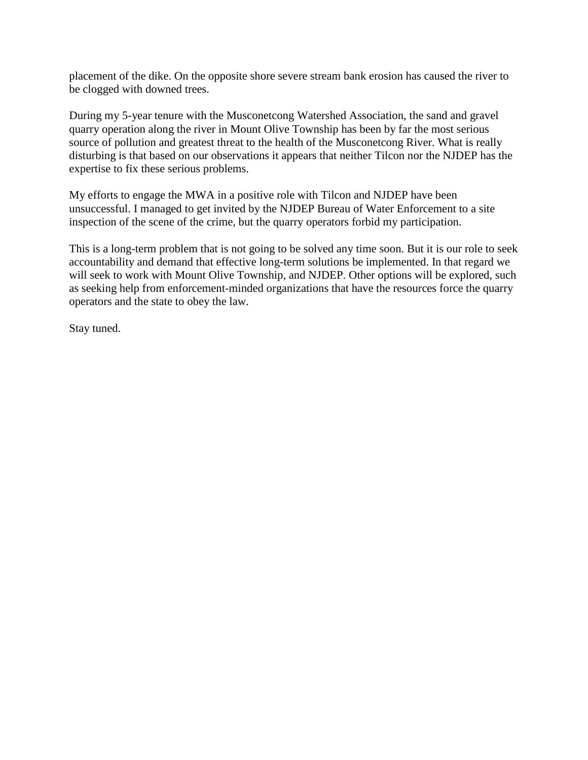placement of the dike. On the opposite shore severe stream bank erosion has caused the river to be clogged with downed trees.

During my 5-year tenure with the Musconetcong Watershed Association, the sand and gravel quarry operation along the river in Mount Olive Township has been by far the most serious source of pollution and greatest threat to the health of the Musconetcong River. What is really disturbing is that based on our observations it appears that neither Tilcon nor the NJDEP has the expertise to fix these serious problems.

My efforts to engage the MWA in a positive role with Tilcon and NJDEP have been unsuccessful. I managed to get invited by the NJDEP Bureau of Water Enforcement to a site inspection of the scene of the crime, but the quarry operators forbid my participation.

This is a long-term problem that is not going to be solved any time soon. But it is our role to seek accountability and demand that effective long-term solutions be implemented. In that regard we will seek to work with Mount Olive Township, and NJDEP. Other options will be explored, such as seeking help from enforcement-minded organizations that have the resources force the quarry operators and the state to obey the law.

Stay tuned.